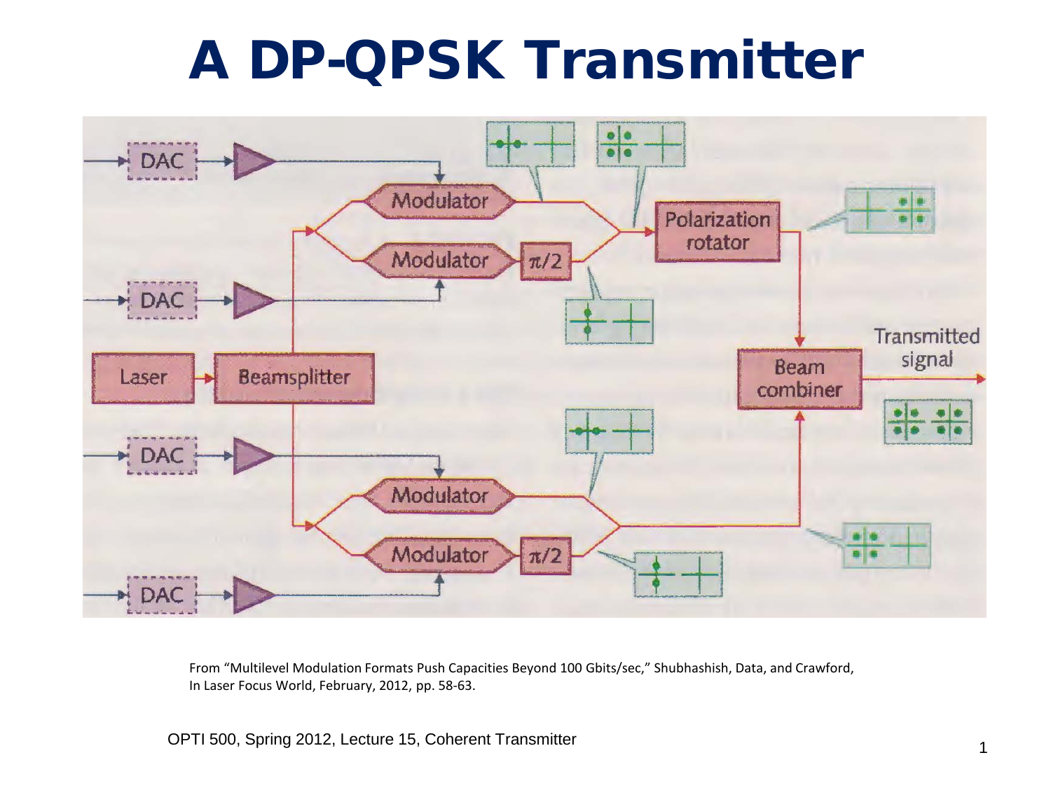# A DP-QPSK Transmitter

From "Multilevel Modulation Formats Push Capacities Beyond 100 Gbits/sec," Shubhashish, Data, and Crawford, In Laser Focus World, February, 2012, pp. 58-63.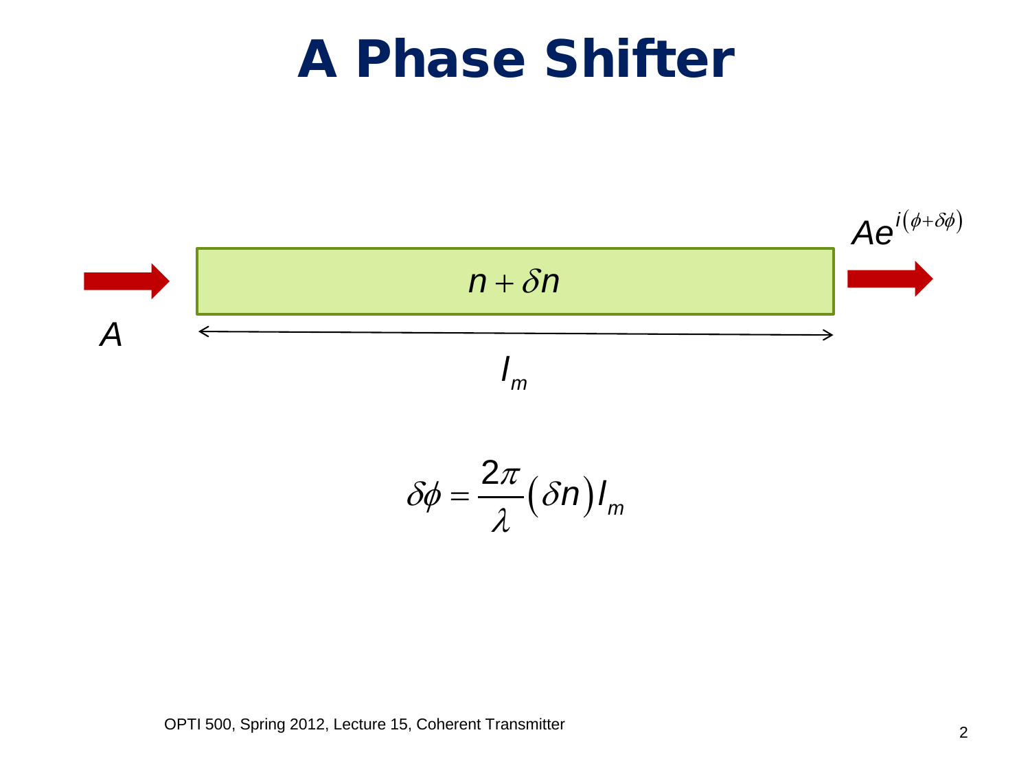# A Phase Shifter

$A$

$n + \delta n$

$l_m$

$Ae^{i(\phi + \delta\phi)}$

$$\delta\phi = \frac{2\pi}{\lambda}(\delta n) l_m$$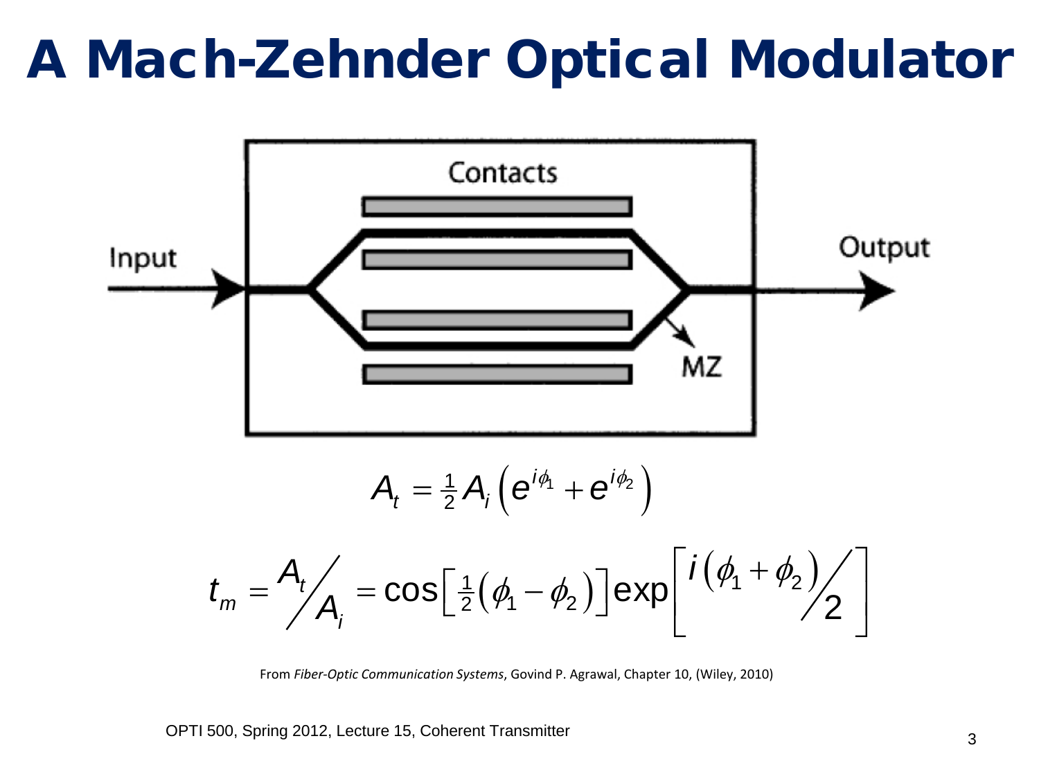# A Mach-Zehnder Optical Modulator

Contacts

Input

Output

MZ

$$A_t = \tfrac{1}{2} A_i \left( e^{i\phi_1} + e^{i\phi_2} \right)$$

$$t_m = {A_t}/{A_i} = \cos\left[ \tfrac{1}{2}\left( \phi_1 - \phi_2 \right) \right] \exp\left[ {i\left( \phi_1 + \phi_2 \right)}/{2} \right]$$

From *Fiber-Optic Communication Systems*, Govind P. Agrawal, Chapter 10, (Wiley, 2010)

OPTI 500, Spring 2012, Lecture 15, Coherent Transmitter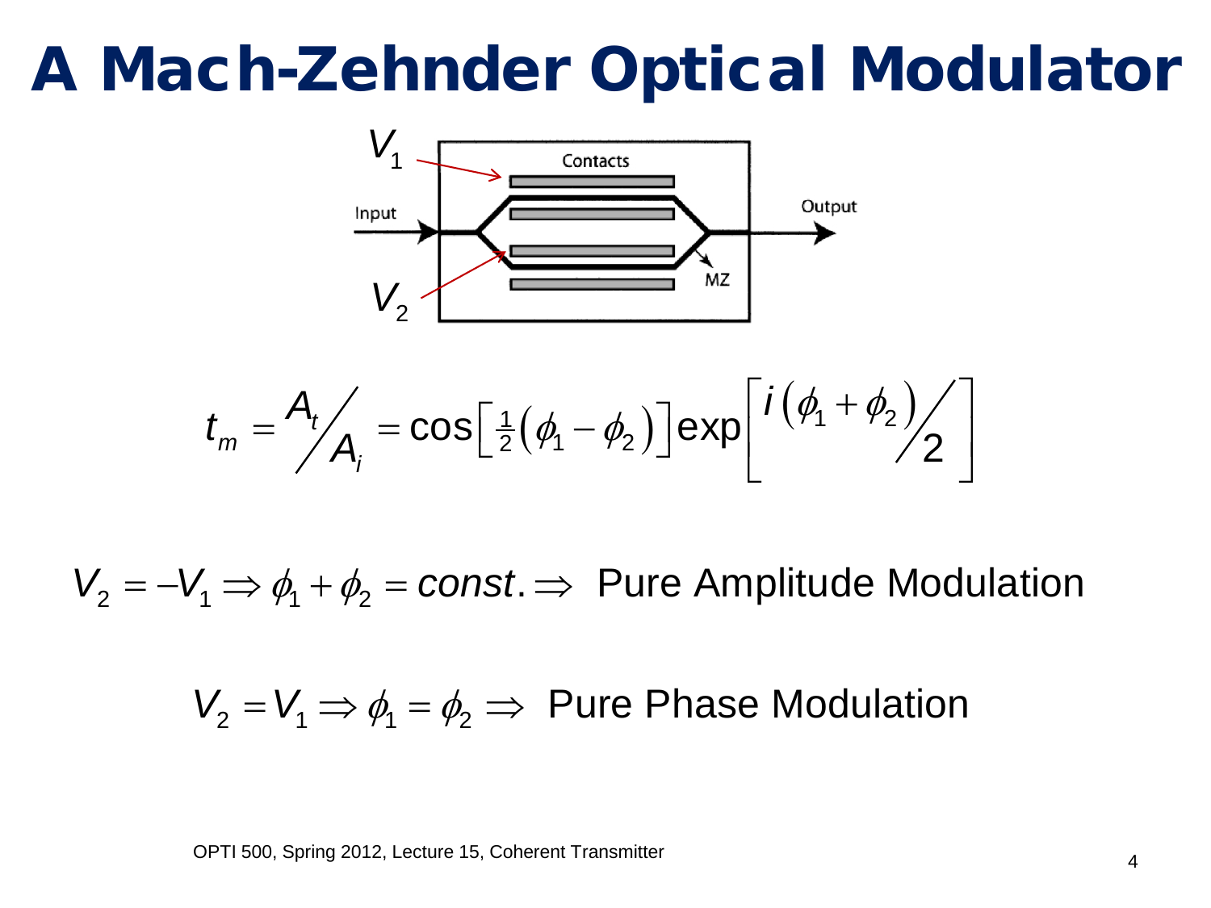# A Mach-Zehnder Optical Modulator

$V_1$

Contacts

Input

Output

MZ

$V_2$

$$t_m = A_t / A_i = \cos\left[\tfrac{1}{2}\left(\phi_1 - \phi_2\right)\right] \exp\left[ i\left(\phi_1 + \phi_2\right) / 2 \right]$$

$V_2 = -V_1 \Rightarrow \phi_1 + \phi_2 = const. \Rightarrow$ Pure Amplitude Modulation

$V_2 = V_1 \Rightarrow \phi_1 = \phi_2 \Rightarrow$ Pure Phase Modulation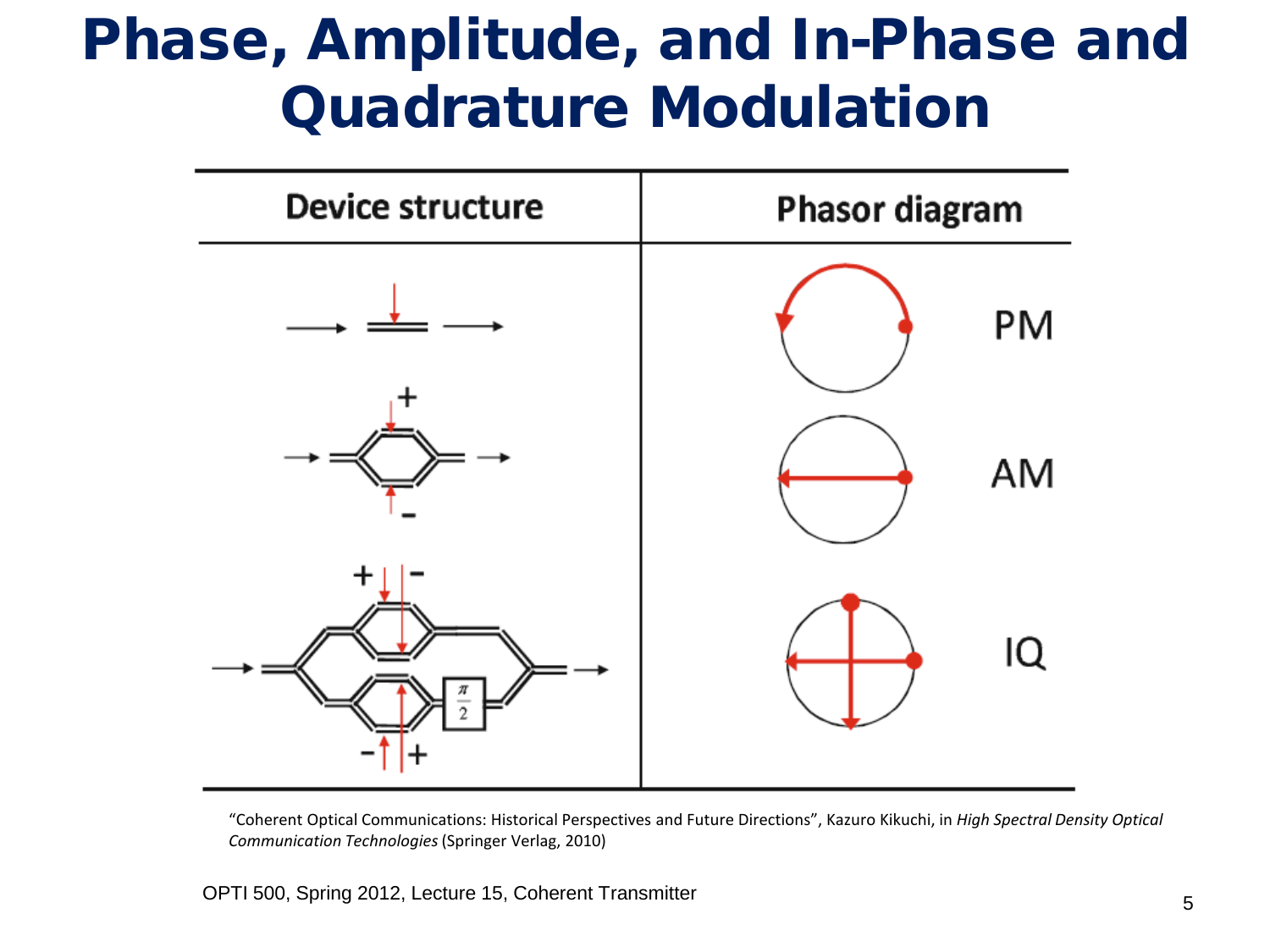# Phase, Amplitude, and In-Phase and Quadrature Modulation

| Device structure | Phasor diagram | |
|---|---|---|
| | | PM |
| | | AM |
| | | IQ |

"Coherent Optical Communications: Historical Perspectives and Future Directions", Kazuro Kikuchi, in *High Spectral Density Optical Communication Technologies* (Springer Verlag, 2010)

OPTI 500, Spring 2012, Lecture 15, Coherent Transmitter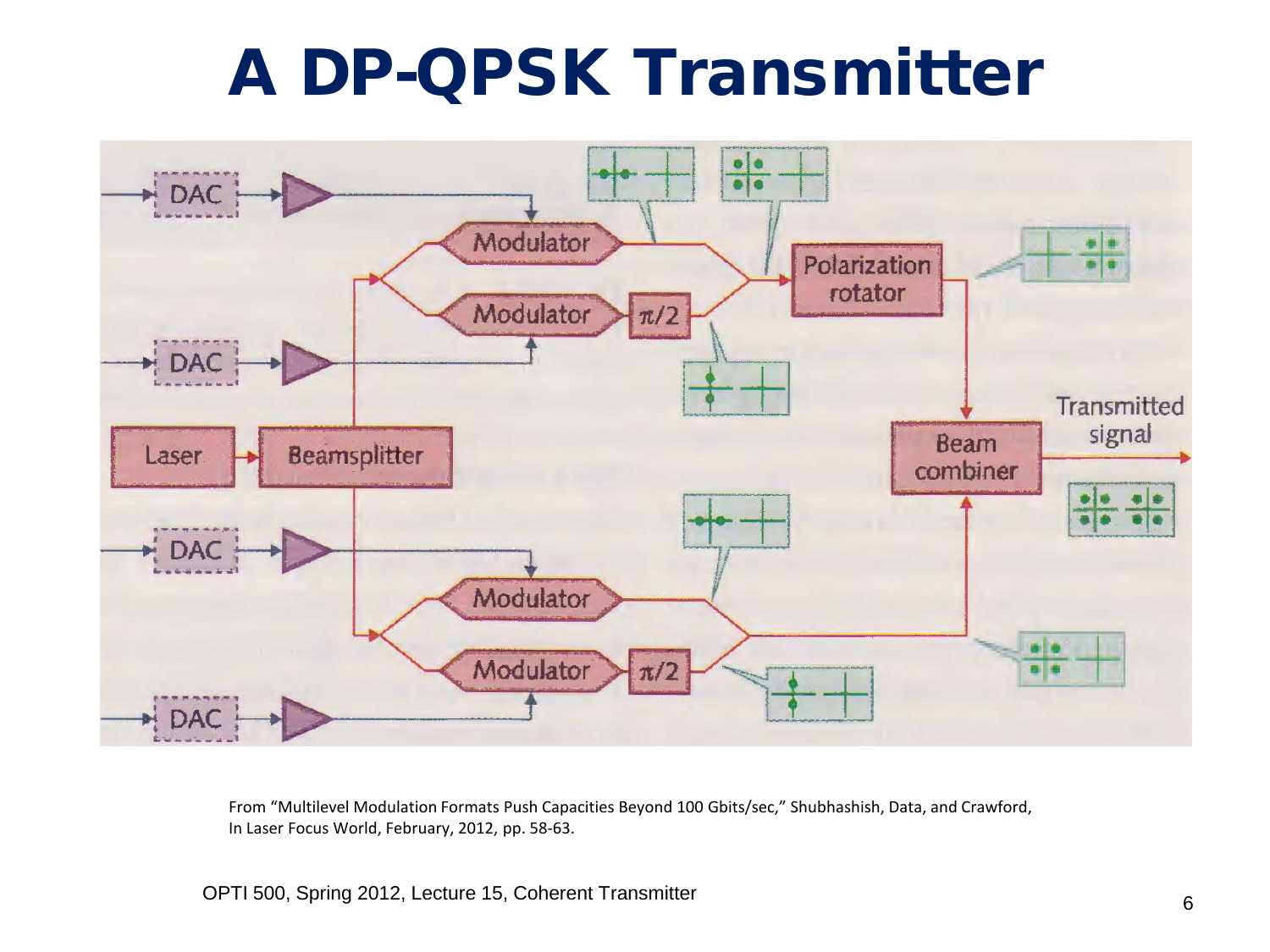# A DP-QPSK Transmitter

DAC

DAC

DAC

DAC

Laser

Beamsplitter

Modulator

Modulator

Modulator

Modulator

$\pi/2$

$\pi/2$

Polarization rotator

Beam combiner

Transmitted signal

From "Multilevel Modulation Formats Push Capacities Beyond 100 Gbits/sec," Shubhashish, Data, and Crawford, In Laser Focus World, February, 2012, pp. 58-63.

OPTI 500, Spring 2012, Lecture 15, Coherent Transmitter